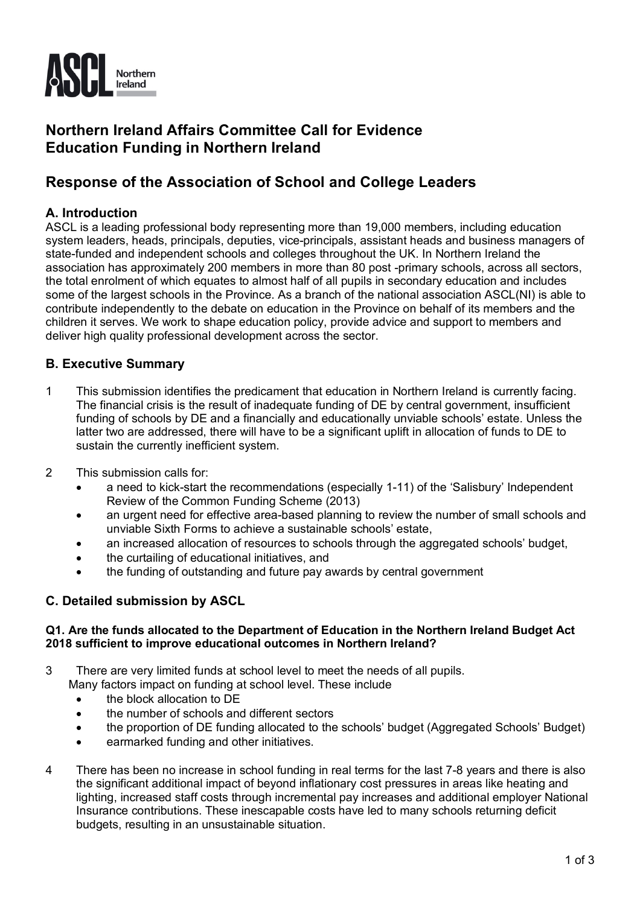ASCL Northern Ireland

# Northern Ireland Affairs Committee Call for Evidence
# Education Funding in Northern Ireland

## Response of the Association of School and College Leaders

### A. Introduction

ASCL is a leading professional body representing more than 19,000 members, including education system leaders, heads, principals, deputies, vice-principals, assistant heads and business managers of state-funded and independent schools and colleges throughout the UK. In Northern Ireland the association has approximately 200 members in more than 80 post -primary schools, across all sectors, the total enrolment of which equates to almost half of all pupils in secondary education and includes some of the largest schools in the Province. As a branch of the national association ASCL(NI) is able to contribute independently to the debate on education in the Province on behalf of its members and the children it serves. We work to shape education policy, provide advice and support to members and deliver high quality professional development across the sector.

### B. Executive Summary

1 This submission identifies the predicament that education in Northern Ireland is currently facing. The financial crisis is the result of inadequate funding of DE by central government, insufficient funding of schools by DE and a financially and educationally unviable schools' estate. Unless the latter two are addressed, there will have to be a significant uplift in allocation of funds to DE to sustain the currently inefficient system.

2 This submission calls for:
- a need to kick-start the recommendations (especially 1-11) of the 'Salisbury' Independent Review of the Common Funding Scheme (2013)
- an urgent need for effective area-based planning to review the number of small schools and unviable Sixth Forms to achieve a sustainable schools' estate,
- an increased allocation of resources to schools through the aggregated schools' budget,
- the curtailing of educational initiatives, and
- the funding of outstanding and future pay awards by central government

### C. Detailed submission by ASCL

**Q1. Are the funds allocated to the Department of Education in the Northern Ireland Budget Act 2018 sufficient to improve educational outcomes in Northern Ireland?**

3 There are very limited funds at school level to meet the needs of all pupils. Many factors impact on funding at school level. These include
- the block allocation to DE
- the number of schools and different sectors
- the proportion of DE funding allocated to the schools' budget (Aggregated Schools' Budget)
- earmarked funding and other initiatives.

4 There has been no increase in school funding in real terms for the last 7-8 years and there is also the significant additional impact of beyond inflationary cost pressures in areas like heating and lighting, increased staff costs through incremental pay increases and additional employer National Insurance contributions. These inescapable costs have led to many schools returning deficit budgets, resulting in an unsustainable situation.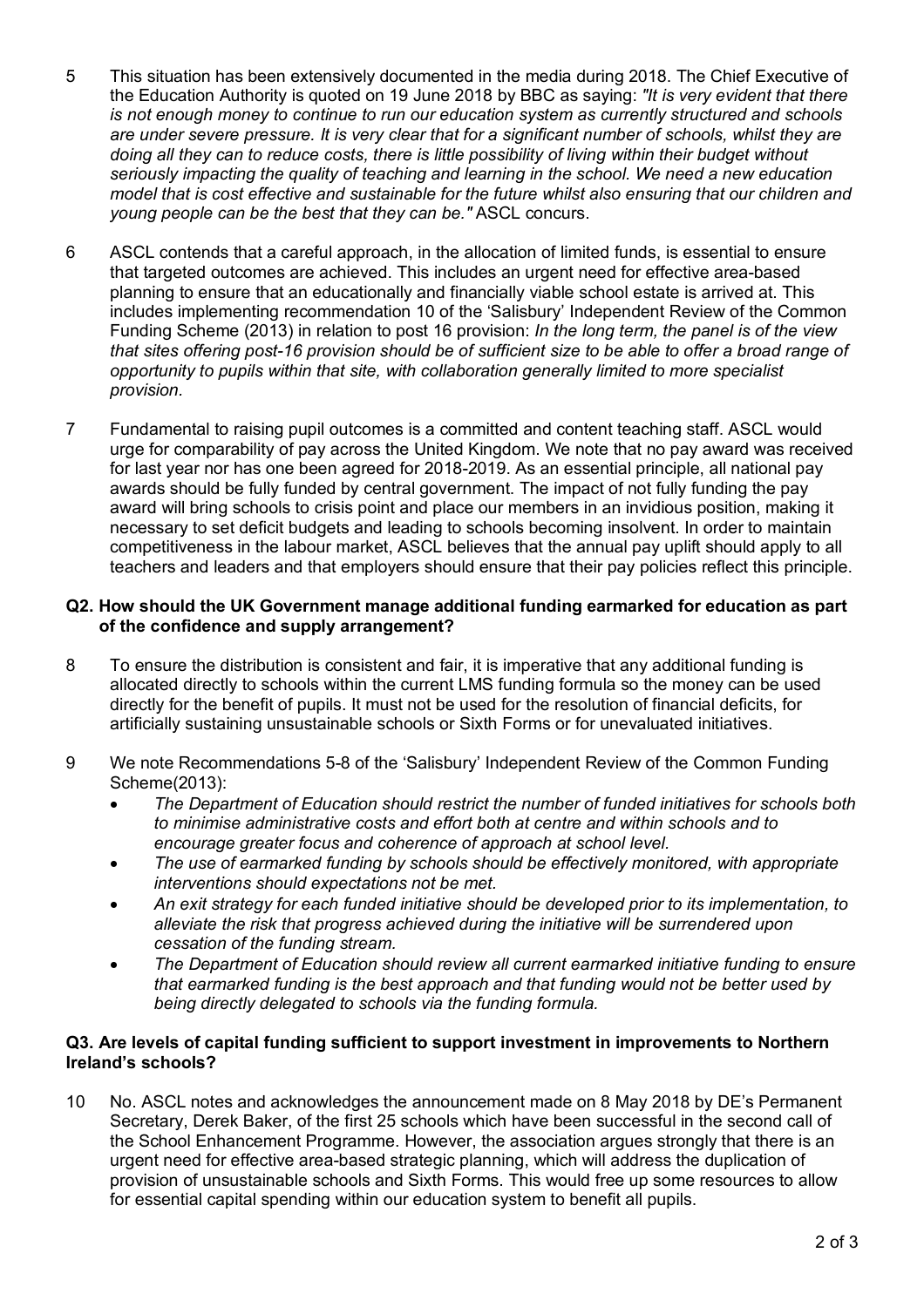5 This situation has been extensively documented in the media during 2018. The Chief Executive of the Education Authority is quoted on 19 June 2018 by BBC as saying: *"It is very evident that there is not enough money to continue to run our education system as currently structured and schools are under severe pressure. It is very clear that for a significant number of schools, whilst they are doing all they can to reduce costs, there is little possibility of living within their budget without seriously impacting the quality of teaching and learning in the school. We need a new education model that is cost effective and sustainable for the future whilst also ensuring that our children and young people can be the best that they can be."* ASCL concurs.

6 ASCL contends that a careful approach, in the allocation of limited funds, is essential to ensure that targeted outcomes are achieved. This includes an urgent need for effective area-based planning to ensure that an educationally and financially viable school estate is arrived at. This includes implementing recommendation 10 of the 'Salisbury' Independent Review of the Common Funding Scheme (2013) in relation to post 16 provision: *In the long term, the panel is of the view that sites offering post-16 provision should be of sufficient size to be able to offer a broad range of opportunity to pupils within that site, with collaboration generally limited to more specialist provision.*

7 Fundamental to raising pupil outcomes is a committed and content teaching staff. ASCL would urge for comparability of pay across the United Kingdom. We note that no pay award was received for last year nor has one been agreed for 2018-2019. As an essential principle, all national pay awards should be fully funded by central government. The impact of not fully funding the pay award will bring schools to crisis point and place our members in an invidious position, making it necessary to set deficit budgets and leading to schools becoming insolvent. In order to maintain competitiveness in the labour market, ASCL believes that the annual pay uplift should apply to all teachers and leaders and that employers should ensure that their pay policies reflect this principle.

**Q2. How should the UK Government manage additional funding earmarked for education as part of the confidence and supply arrangement?**

8 To ensure the distribution is consistent and fair, it is imperative that any additional funding is allocated directly to schools within the current LMS funding formula so the money can be used directly for the benefit of pupils. It must not be used for the resolution of financial deficits, for artificially sustaining unsustainable schools or Sixth Forms or for unevaluated initiatives.

9 We note Recommendations 5-8 of the 'Salisbury' Independent Review of the Common Funding Scheme(2013):

- *The Department of Education should restrict the number of funded initiatives for schools both to minimise administrative costs and effort both at centre and within schools and to encourage greater focus and coherence of approach at school level.*
- *The use of earmarked funding by schools should be effectively monitored, with appropriate interventions should expectations not be met.*
- *An exit strategy for each funded initiative should be developed prior to its implementation, to alleviate the risk that progress achieved during the initiative will be surrendered upon cessation of the funding stream.*
- *The Department of Education should review all current earmarked initiative funding to ensure that earmarked funding is the best approach and that funding would not be better used by being directly delegated to schools via the funding formula.*

**Q3. Are levels of capital funding sufficient to support investment in improvements to Northern Ireland's schools?**

10 No. ASCL notes and acknowledges the announcement made on 8 May 2018 by DE's Permanent Secretary, Derek Baker, of the first 25 schools which have been successful in the second call of the School Enhancement Programme. However, the association argues strongly that there is an urgent need for effective area-based strategic planning, which will address the duplication of provision of unsustainable schools and Sixth Forms. This would free up some resources to allow for essential capital spending within our education system to benefit all pupils.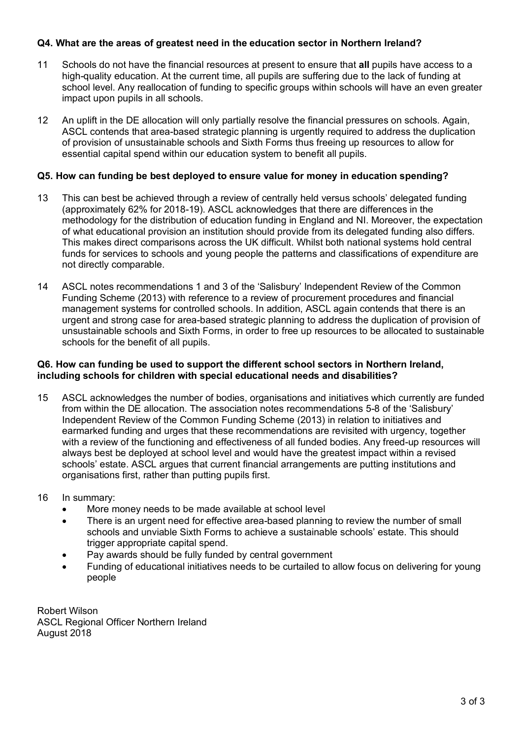**Q4. What are the areas of greatest need in the education sector in Northern Ireland?**

11 Schools do not have the financial resources at present to ensure that **all** pupils have access to a high-quality education. At the current time, all pupils are suffering due to the lack of funding at school level. Any reallocation of funding to specific groups within schools will have an even greater impact upon pupils in all schools.

12 An uplift in the DE allocation will only partially resolve the financial pressures on schools. Again, ASCL contends that area-based strategic planning is urgently required to address the duplication of provision of unsustainable schools and Sixth Forms thus freeing up resources to allow for essential capital spend within our education system to benefit all pupils.

**Q5. How can funding be best deployed to ensure value for money in education spending?**

13 This can best be achieved through a review of centrally held versus schools' delegated funding (approximately 62% for 2018-19). ASCL acknowledges that there are differences in the methodology for the distribution of education funding in England and NI. Moreover, the expectation of what educational provision an institution should provide from its delegated funding also differs. This makes direct comparisons across the UK difficult. Whilst both national systems hold central funds for services to schools and young people the patterns and classifications of expenditure are not directly comparable.

14 ASCL notes recommendations 1 and 3 of the 'Salisbury' Independent Review of the Common Funding Scheme (2013) with reference to a review of procurement procedures and financial management systems for controlled schools. In addition, ASCL again contends that there is an urgent and strong case for area-based strategic planning to address the duplication of provision of unsustainable schools and Sixth Forms, in order to free up resources to be allocated to sustainable schools for the benefit of all pupils.

**Q6. How can funding be used to support the different school sectors in Northern Ireland, including schools for children with special educational needs and disabilities?**

15 ASCL acknowledges the number of bodies, organisations and initiatives which currently are funded from within the DE allocation. The association notes recommendations 5-8 of the 'Salisbury' Independent Review of the Common Funding Scheme (2013) in relation to initiatives and earmarked funding and urges that these recommendations are revisited with urgency, together with a review of the functioning and effectiveness of all funded bodies. Any freed-up resources will always best be deployed at school level and would have the greatest impact within a revised schools' estate. ASCL argues that current financial arrangements are putting institutions and organisations first, rather than putting pupils first.

16 In summary:

- More money needs to be made available at school level
- There is an urgent need for effective area-based planning to review the number of small schools and unviable Sixth Forms to achieve a sustainable schools' estate. This should trigger appropriate capital spend.
- Pay awards should be fully funded by central government
- Funding of educational initiatives needs to be curtailed to allow focus on delivering for young people

Robert Wilson
ASCL Regional Officer Northern Ireland
August 2018